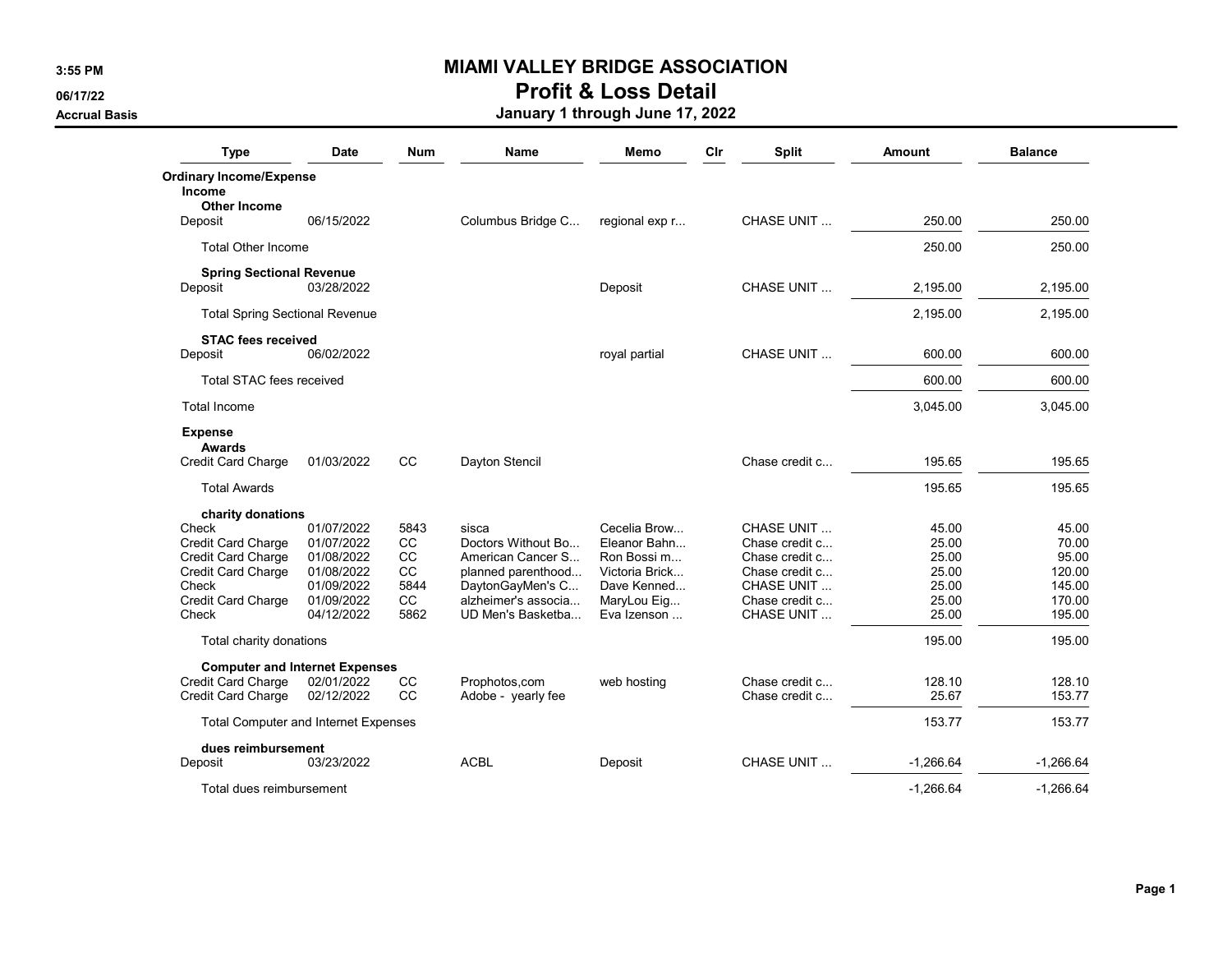# MIAMI VALLEY BRIDGE ASSOCIATION

## Profit & Loss Detail

### January 1 through June 17, 2022

3:55 PM
06/17/22
Accrual Basis

| Type | Date | Num | Name | Memo | Clr | Split | Amount | Balance |
|---|---|---|---|---|---|---|---|---|
| **Ordinary Income/Expense** | | | | | | | | |
| **Income** | | | | | | | | |
| **Other Income** | | | | | | | | |
| Deposit | 06/15/2022 | | Columbus Bridge C... | regional exp r... | | CHASE UNIT ... | 250.00 | 250.00 |
| Total Other Income | | | | | | | 250.00 | 250.00 |
| **Spring Sectional Revenue** | | | | | | | | |
| Deposit | 03/28/2022 | | | Deposit | | CHASE UNIT ... | 2,195.00 | 2,195.00 |
| Total Spring Sectional Revenue | | | | | | | 2,195.00 | 2,195.00 |
| **STAC fees received** | | | | | | | | |
| Deposit | 06/02/2022 | | | royal partial | | CHASE UNIT ... | 600.00 | 600.00 |
| Total STAC fees received | | | | | | | 600.00 | 600.00 |
| Total Income | | | | | | | 3,045.00 | 3,045.00 |
| **Expense** | | | | | | | | |
| **Awards** | | | | | | | | |
| Credit Card Charge | 01/03/2022 | CC | Dayton Stencil | | | Chase credit c... | 195.65 | 195.65 |
| Total Awards | | | | | | | 195.65 | 195.65 |
| **charity donations** | | | | | | | | |
| Check | 01/07/2022 | 5843 | sisca | Cecelia Brow... | | CHASE UNIT ... | 45.00 | 45.00 |
| Credit Card Charge | 01/07/2022 | CC | Doctors Without Bo... | Eleanor Bahn... | | Chase credit c... | 25.00 | 70.00 |
| Credit Card Charge | 01/08/2022 | CC | American Cancer S... | Ron Bossi m... | | Chase credit c... | 25.00 | 95.00 |
| Credit Card Charge | 01/08/2022 | CC | planned parenthood... | Victoria Brick... | | Chase credit c... | 25.00 | 120.00 |
| Check | 01/09/2022 | 5844 | DaytonGayMen's C... | Dave Kenned... | | CHASE UNIT ... | 25.00 | 145.00 |
| Credit Card Charge | 01/09/2022 | CC | alzheimer's associa... | MaryLou Eig... | | Chase credit c... | 25.00 | 170.00 |
| Check | 04/12/2022 | 5862 | UD Men's Basketba... | Eva Izenson ... | | CHASE UNIT ... | 25.00 | 195.00 |
| Total charity donations | | | | | | | 195.00 | 195.00 |
| **Computer and Internet Expenses** | | | | | | | | |
| Credit Card Charge | 02/01/2022 | CC | Prophotos,com | web hosting | | Chase credit c... | 128.10 | 128.10 |
| Credit Card Charge | 02/12/2022 | CC | Adobe - yearly fee | | | Chase credit c... | 25.67 | 153.77 |
| Total Computer and Internet Expenses | | | | | | | 153.77 | 153.77 |
| **dues reimbursement** | | | | | | | | |
| Deposit | 03/23/2022 | | ACBL | Deposit | | CHASE UNIT ... | -1,266.64 | -1,266.64 |
| Total dues reimbursement | | | | | | | -1,266.64 | -1,266.64 |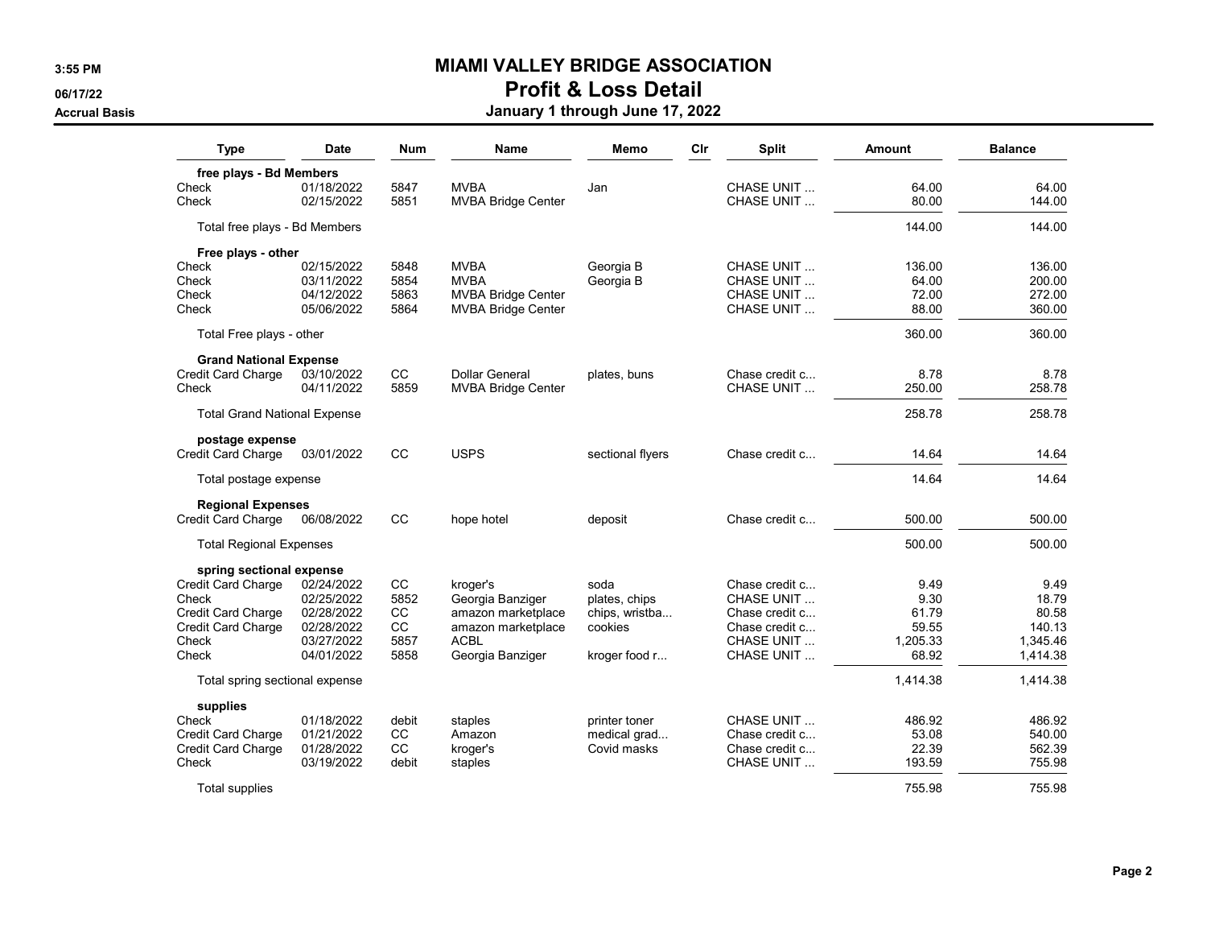# MIAMI VALLEY BRIDGE ASSOCIATION

## Profit & Loss Detail

### January 1 through June 17, 2022

Accrual Basis

| Type | Date | Num | Name | Memo | Clr | Split | Amount | Balance |
|---|---|---|---|---|---|---|---|---|
| **free plays - Bd Members** | | | | | | | | |
| Check | 01/18/2022 | 5847 | MVBA | Jan | | CHASE UNIT ... | 64.00 | 64.00 |
| Check | 02/15/2022 | 5851 | MVBA Bridge Center | | | CHASE UNIT ... | 80.00 | 144.00 |
| Total free plays - Bd Members | | | | | | | 144.00 | 144.00 |
| **Free plays - other** | | | | | | | | |
| Check | 02/15/2022 | 5848 | MVBA | Georgia B | | CHASE UNIT ... | 136.00 | 136.00 |
| Check | 03/11/2022 | 5854 | MVBA | Georgia B | | CHASE UNIT ... | 64.00 | 200.00 |
| Check | 04/12/2022 | 5863 | MVBA Bridge Center | | | CHASE UNIT ... | 72.00 | 272.00 |
| Check | 05/06/2022 | 5864 | MVBA Bridge Center | | | CHASE UNIT ... | 88.00 | 360.00 |
| Total Free plays - other | | | | | | | 360.00 | 360.00 |
| **Grand National Expense** | | | | | | | | |
| Credit Card Charge | 03/10/2022 | CC | Dollar General | plates, buns | | Chase credit c... | 8.78 | 8.78 |
| Check | 04/11/2022 | 5859 | MVBA Bridge Center | | | CHASE UNIT ... | 250.00 | 258.78 |
| Total Grand National Expense | | | | | | | 258.78 | 258.78 |
| **postage expense** | | | | | | | | |
| Credit Card Charge | 03/01/2022 | CC | USPS | sectional flyers | | Chase credit c... | 14.64 | 14.64 |
| Total postage expense | | | | | | | 14.64 | 14.64 |
| **Regional Expenses** | | | | | | | | |
| Credit Card Charge | 06/08/2022 | CC | hope hotel | deposit | | Chase credit c... | 500.00 | 500.00 |
| Total Regional Expenses | | | | | | | 500.00 | 500.00 |
| **spring sectional expense** | | | | | | | | |
| Credit Card Charge | 02/24/2022 | CC | kroger's | soda | | Chase credit c... | 9.49 | 9.49 |
| Check | 02/25/2022 | 5852 | Georgia Banziger | plates, chips | | CHASE UNIT ... | 9.30 | 18.79 |
| Credit Card Charge | 02/28/2022 | CC | amazon marketplace | chips, wristba... | | Chase credit c... | 61.79 | 80.58 |
| Credit Card Charge | 02/28/2022 | CC | amazon marketplace | cookies | | Chase credit c... | 59.55 | 140.13 |
| Check | 03/27/2022 | 5857 | ACBL | | | CHASE UNIT ... | 1,205.33 | 1,345.46 |
| Check | 04/01/2022 | 5858 | Georgia Banziger | kroger food r... | | CHASE UNIT ... | 68.92 | 1,414.38 |
| Total spring sectional expense | | | | | | | 1,414.38 | 1,414.38 |
| **supplies** | | | | | | | | |
| Check | 01/18/2022 | debit | staples | printer toner | | CHASE UNIT ... | 486.92 | 486.92 |
| Credit Card Charge | 01/21/2022 | CC | Amazon | medical grad... | | Chase credit c... | 53.08 | 540.00 |
| Credit Card Charge | 01/28/2022 | CC | kroger's | Covid masks | | Chase credit c... | 22.39 | 562.39 |
| Check | 03/19/2022 | debit | staples | | | CHASE UNIT ... | 193.59 | 755.98 |
| Total supplies | | | | | | | 755.98 | 755.98 |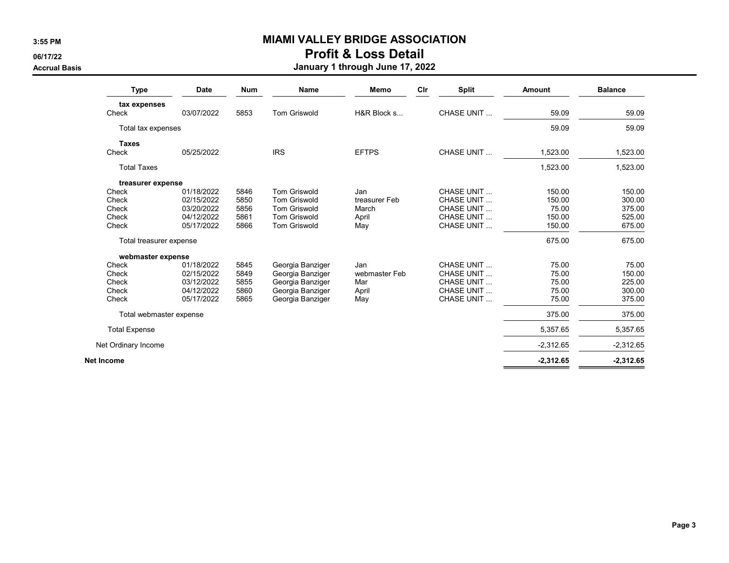# MIAMI VALLEY BRIDGE ASSOCIATION

## Profit & Loss Detail

### January 1 through June 17, 2022

3:55 PM
06/17/22
Accrual Basis

| Type | Date | Num | Name | Memo | Clr | Split | Amount | Balance |
|---|---|---|---|---|---|---|---|---|
| **tax expenses** | | | | | | | | |
| Check | 03/07/2022 | 5853 | Tom Griswold | H&R Block s... | | CHASE UNIT ... | 59.09 | 59.09 |
| Total tax expenses | | | | | | | 59.09 | 59.09 |
| **Taxes** | | | | | | | | |
| Check | 05/25/2022 | | IRS | EFTPS | | CHASE UNIT ... | 1,523.00 | 1,523.00 |
| Total Taxes | | | | | | | 1,523.00 | 1,523.00 |
| **treasurer expense** | | | | | | | | |
| Check | 01/18/2022 | 5846 | Tom Griswold | Jan | | CHASE UNIT ... | 150.00 | 150.00 |
| Check | 02/15/2022 | 5850 | Tom Griswold | treasurer Feb | | CHASE UNIT ... | 150.00 | 300.00 |
| Check | 03/20/2022 | 5856 | Tom Griswold | March | | CHASE UNIT ... | 75.00 | 375.00 |
| Check | 04/12/2022 | 5861 | Tom Griswold | April | | CHASE UNIT ... | 150.00 | 525.00 |
| Check | 05/17/2022 | 5866 | Tom Griswold | May | | CHASE UNIT ... | 150.00 | 675.00 |
| Total treasurer expense | | | | | | | 675.00 | 675.00 |
| **webmaster expense** | | | | | | | | |
| Check | 01/18/2022 | 5845 | Georgia Banziger | Jan | | CHASE UNIT ... | 75.00 | 75.00 |
| Check | 02/15/2022 | 5849 | Georgia Banziger | webmaster Feb | | CHASE UNIT ... | 75.00 | 150.00 |
| Check | 03/12/2022 | 5855 | Georgia Banziger | Mar | | CHASE UNIT ... | 75.00 | 225.00 |
| Check | 04/12/2022 | 5860 | Georgia Banziger | April | | CHASE UNIT ... | 75.00 | 300.00 |
| Check | 05/17/2022 | 5865 | Georgia Banziger | May | | CHASE UNIT ... | 75.00 | 375.00 |
| Total webmaster expense | | | | | | | 375.00 | 375.00 |
| Total Expense | | | | | | | 5,357.65 | 5,357.65 |
| Net Ordinary Income | | | | | | | -2,312.65 | -2,312.65 |
| **Net Income** | | | | | | | **-2,312.65** | **-2,312.65** |